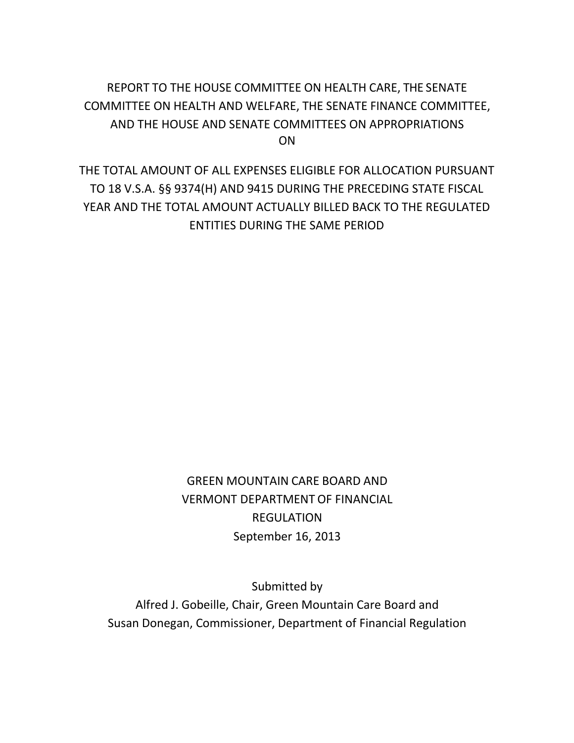# REPORT TO THE HOUSE COMMITTEE ON HEALTH CARE, THE SENATE COMMITTEE ON HEALTH AND WELFARE, THE SENATE FINANCE COMMITTEE, AND THE HOUSE AND SENATE COMMITTEES ON APPROPRIATIONS ON

# THE TOTAL AMOUNT OF ALL EXPENSES ELIGIBLE FOR ALLOCATION PURSUANT TO 18 V.S.A. §§ 9374(H) AND 9415 DURING THE PRECEDING STATE FISCAL YEAR AND THE TOTAL AMOUNT ACTUALLY BILLED BACK TO THE REGULATED ENTITIES DURING THE SAME PERIOD

GREEN MOUNTAIN CARE BOARD AND
VERMONT DEPARTMENT OF FINANCIAL REGULATION
September 16, 2013

Submitted by
Alfred J. Gobeille, Chair, Green Mountain Care Board and
Susan Donegan, Commissioner, Department of Financial Regulation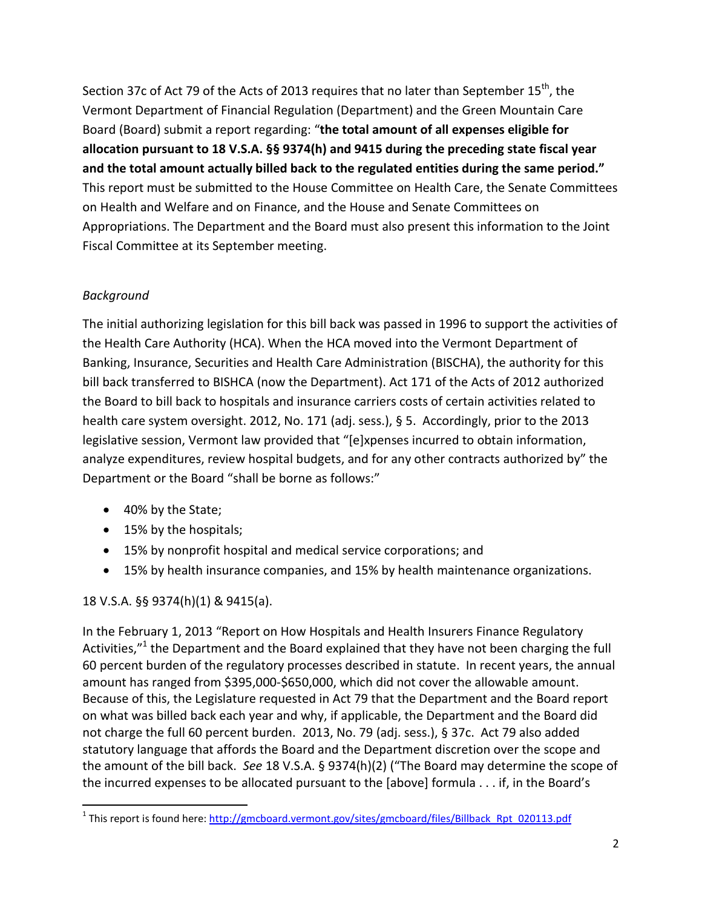Section 37c of Act 79 of the Acts of 2013 requires that no later than September 15th, the Vermont Department of Financial Regulation (Department) and the Green Mountain Care Board (Board) submit a report regarding: "**the total amount of all expenses eligible for allocation pursuant to 18 V.S.A. §§ 9374(h) and 9415 during the preceding state fiscal year and the total amount actually billed back to the regulated entities during the same period.**" This report must be submitted to the House Committee on Health Care, the Senate Committees on Health and Welfare and on Finance, and the House and Senate Committees on Appropriations. The Department and the Board must also present this information to the Joint Fiscal Committee at its September meeting.

*Background*

The initial authorizing legislation for this bill back was passed in 1996 to support the activities of the Health Care Authority (HCA). When the HCA moved into the Vermont Department of Banking, Insurance, Securities and Health Care Administration (BISCHA), the authority for this bill back transferred to BISHCA (now the Department). Act 171 of the Acts of 2012 authorized the Board to bill back to hospitals and insurance carriers costs of certain activities related to health care system oversight. 2012, No. 171 (adj. sess.), § 5. Accordingly, prior to the 2013 legislative session, Vermont law provided that "[e]xpenses incurred to obtain information, analyze expenditures, review hospital budgets, and for any other contracts authorized by" the Department or the Board "shall be borne as follows:"

- 40% by the State;
- 15% by the hospitals;
- 15% by nonprofit hospital and medical service corporations; and
- 15% by health insurance companies, and 15% by health maintenance organizations.

18 V.S.A. §§ 9374(h)(1) & 9415(a).

In the February 1, 2013 "Report on How Hospitals and Health Insurers Finance Regulatory Activities,"[1] the Department and the Board explained that they have not been charging the full 60 percent burden of the regulatory processes described in statute. In recent years, the annual amount has ranged from $395,000-$650,000, which did not cover the allowable amount. Because of this, the Legislature requested in Act 79 that the Department and the Board report on what was billed back each year and why, if applicable, the Department and the Board did not charge the full 60 percent burden. 2013, No. 79 (adj. sess.), § 37c. Act 79 also added statutory language that affords the Board and the Department discretion over the scope and the amount of the bill back. *See* 18 V.S.A. § 9374(h)(2) ("The Board may determine the scope of the incurred expenses to be allocated pursuant to the [above] formula . . . if, in the Board's

[1] This report is found here: http://gmcboard.vermont.gov/sites/gmcboard/files/Billback_Rpt_020113.pdf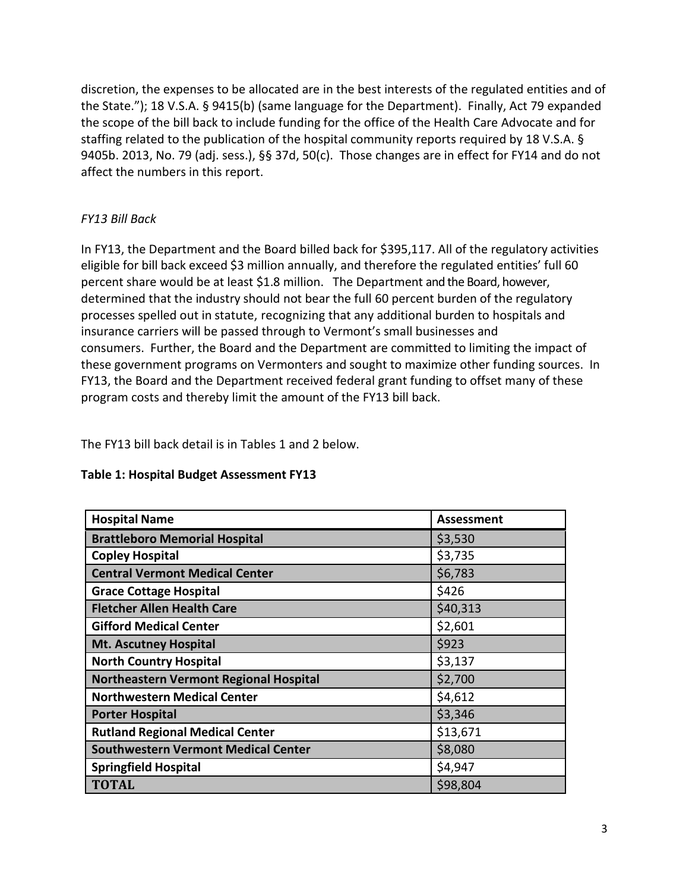discretion, the expenses to be allocated are in the best interests of the regulated entities and of the State."); 18 V.S.A. § 9415(b) (same language for the Department). Finally, Act 79 expanded the scope of the bill back to include funding for the office of the Health Care Advocate and for staffing related to the publication of the hospital community reports required by 18 V.S.A. § 9405b. 2013, No. 79 (adj. sess.), §§ 37d, 50(c). Those changes are in effect for FY14 and do not affect the numbers in this report.

*FY13 Bill Back*

In FY13, the Department and the Board billed back for $395,117. All of the regulatory activities eligible for bill back exceed $3 million annually, and therefore the regulated entities' full 60 percent share would be at least $1.8 million. The Department and the Board, however, determined that the industry should not bear the full 60 percent burden of the regulatory processes spelled out in statute, recognizing that any additional burden to hospitals and insurance carriers will be passed through to Vermont's small businesses and consumers. Further, the Board and the Department are committed to limiting the impact of these government programs on Vermonters and sought to maximize other funding sources. In FY13, the Board and the Department received federal grant funding to offset many of these program costs and thereby limit the amount of the FY13 bill back.

The FY13 bill back detail is in Tables 1 and 2 below.

**Table 1: Hospital Budget Assessment FY13**

| Hospital Name | Assessment |
|---|---|
| **Brattleboro Memorial Hospital** | $3,530 |
| **Copley Hospital** | $3,735 |
| **Central Vermont Medical Center** | $6,783 |
| **Grace Cottage Hospital** | $426 |
| **Fletcher Allen Health Care** | $40,313 |
| **Gifford Medical Center** | $2,601 |
| **Mt. Ascutney Hospital** | $923 |
| **North Country Hospital** | $3,137 |
| **Northeastern Vermont Regional Hospital** | $2,700 |
| **Northwestern Medical Center** | $4,612 |
| **Porter Hospital** | $3,346 |
| **Rutland Regional Medical Center** | $13,671 |
| **Southwestern Vermont Medical Center** | $8,080 |
| **Springfield Hospital** | $4,947 |
| **TOTAL** | $98,804 |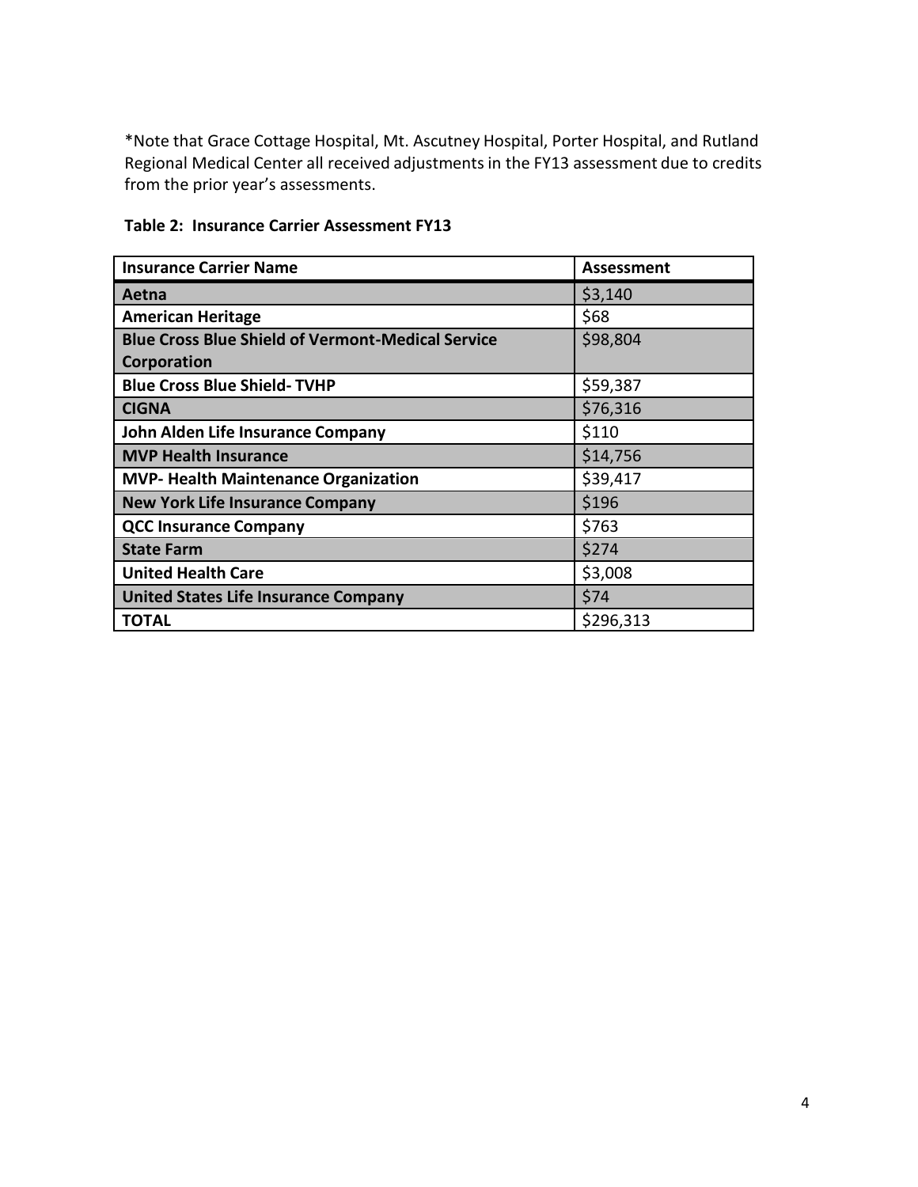*Note that Grace Cottage Hospital, Mt. Ascutney Hospital, Porter Hospital, and Rutland Regional Medical Center all received adjustments in the FY13 assessment due to credits from the prior year's assessments.

**Table 2: Insurance Carrier Assessment FY13**

| Insurance Carrier Name | Assessment |
|---|---|
| **Aetna** | $3,140 |
| **American Heritage** | $68 |
| **Blue Cross Blue Shield of Vermont-Medical Service Corporation** | $98,804 |
| **Blue Cross Blue Shield- TVHP** | $59,387 |
| **CIGNA** | $76,316 |
| **John Alden Life Insurance Company** | $110 |
| **MVP Health Insurance** | $14,756 |
| **MVP- Health Maintenance Organization** | $39,417 |
| **New York Life Insurance Company** | $196 |
| **QCC Insurance Company** | $763 |
| **State Farm** | $274 |
| **United Health Care** | $3,008 |
| **United States Life Insurance Company** | $74 |
| **TOTAL** | $296,313 |